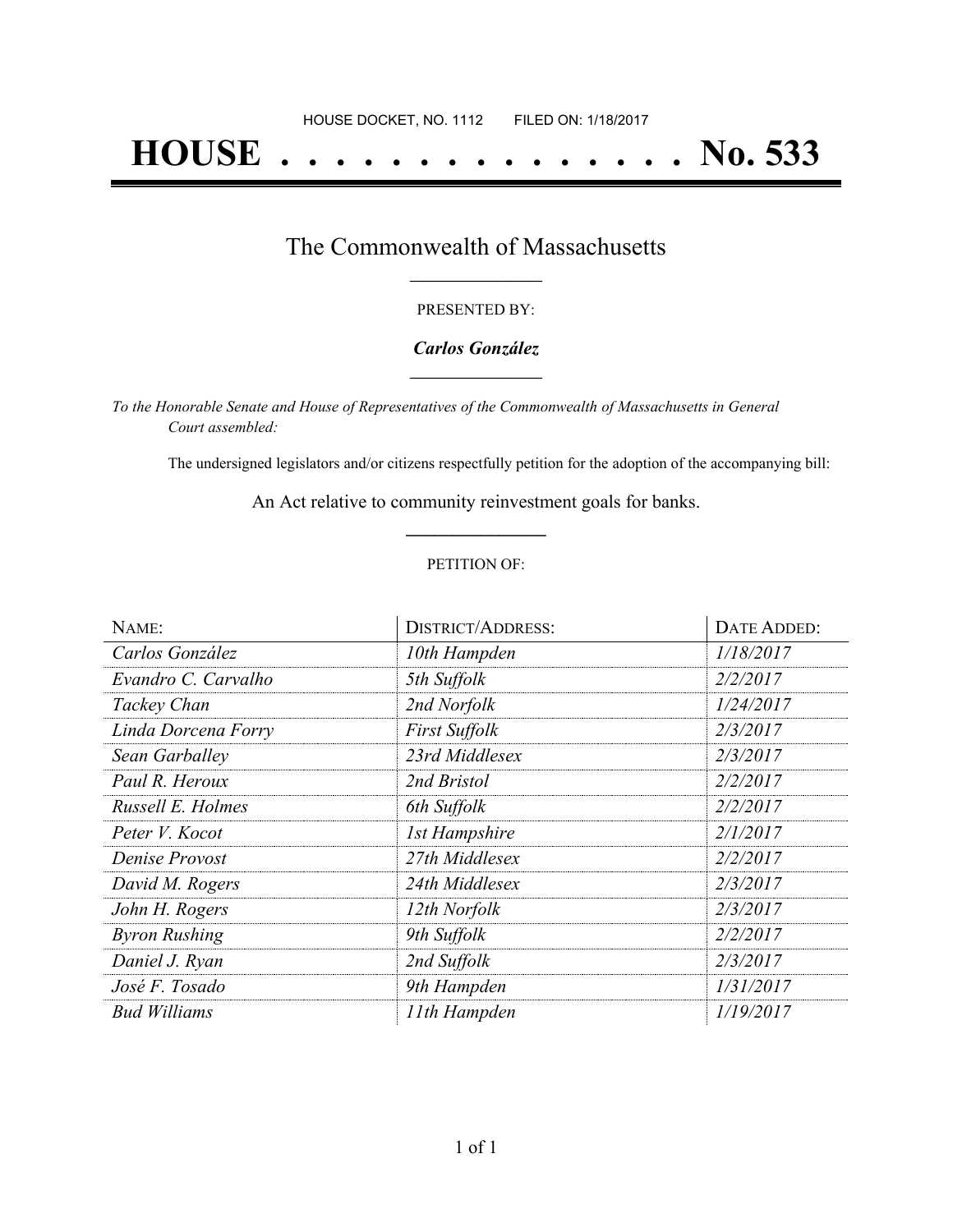HOUSE DOCKET, NO. 1112        FILED ON: 1/18/2017

# HOUSE . . . . . . . . . . . . . . . No. 533

## The Commonwealth of Massachusetts

PRESENTED BY:

***Carlos González***

*To the Honorable Senate and House of Representatives of the Commonwealth of Massachusetts in General Court assembled:*

The undersigned legislators and/or citizens respectfully petition for the adoption of the accompanying bill:

An Act relative to community reinvestment goals for banks.

PETITION OF:

| NAME: | DISTRICT/ADDRESS: | DATE ADDED: |
| --- | --- | --- |
| *Carlos González* | *10th Hampden* | *1/18/2017* |
| *Evandro C. Carvalho* | *5th Suffolk* | *2/2/2017* |
| *Tackey Chan* | *2nd Norfolk* | *1/24/2017* |
| *Linda Dorcena Forry* | *First Suffolk* | *2/3/2017* |
| *Sean Garballey* | *23rd Middlesex* | *2/3/2017* |
| *Paul R. Heroux* | *2nd Bristol* | *2/2/2017* |
| *Russell E. Holmes* | *6th Suffolk* | *2/2/2017* |
| *Peter V. Kocot* | *1st Hampshire* | *2/1/2017* |
| *Denise Provost* | *27th Middlesex* | *2/2/2017* |
| *David M. Rogers* | *24th Middlesex* | *2/3/2017* |
| *John H. Rogers* | *12th Norfolk* | *2/3/2017* |
| *Byron Rushing* | *9th Suffolk* | *2/2/2017* |
| *Daniel J. Ryan* | *2nd Suffolk* | *2/3/2017* |
| *José F. Tosado* | *9th Hampden* | *1/31/2017* |
| *Bud Williams* | *11th Hampden* | *1/19/2017* |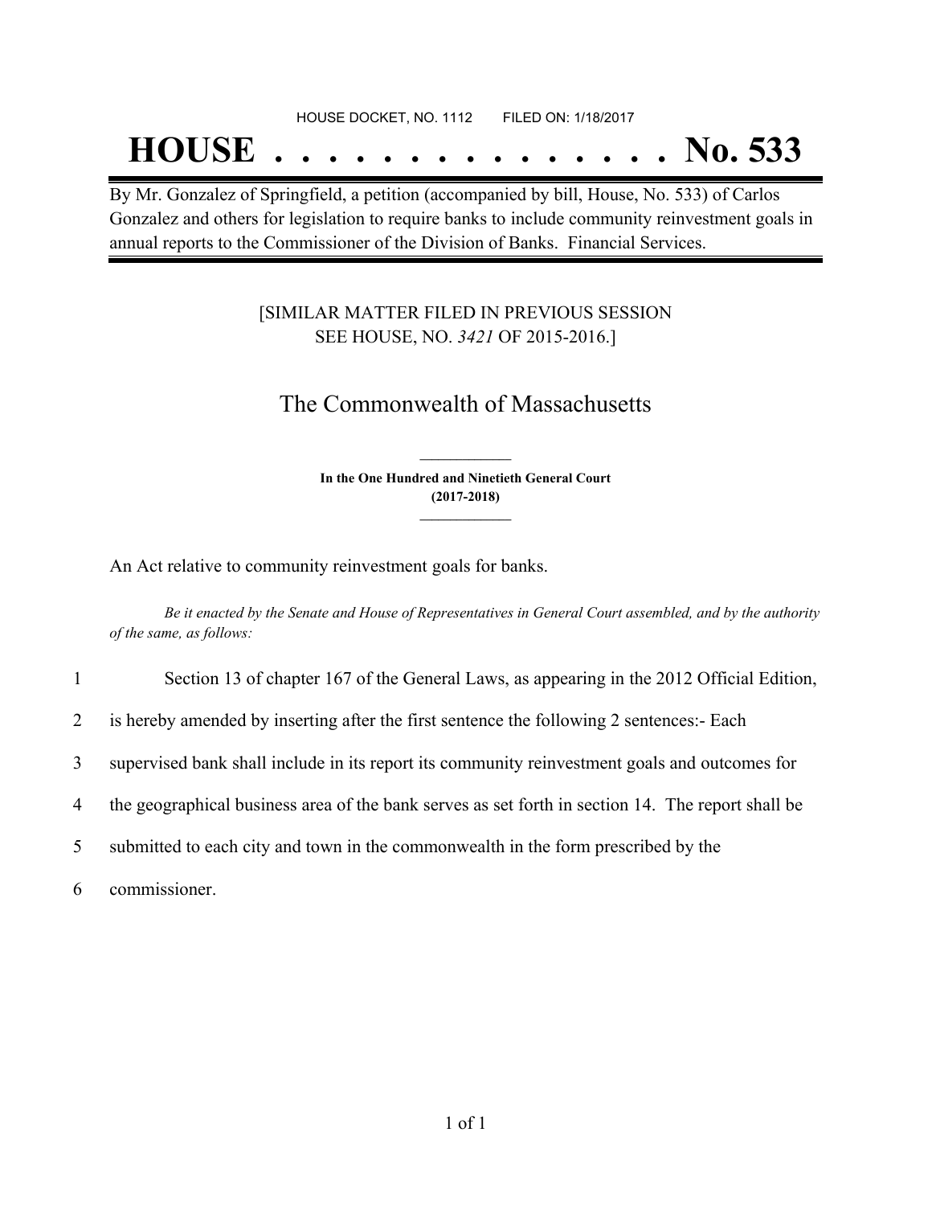HOUSE DOCKET, NO. 1112 FILED ON: 1/18/2017

# HOUSE . . . . . . . . . . . . . . . No. 533

By Mr. Gonzalez of Springfield, a petition (accompanied by bill, House, No. 533) of Carlos Gonzalez and others for legislation to require banks to include community reinvestment goals in annual reports to the Commissioner of the Division of Banks. Financial Services.

[SIMILAR MATTER FILED IN PREVIOUS SESSION SEE HOUSE, NO. *3421* OF 2015-2016.]

## The Commonwealth of Massachusetts

**In the One Hundred and Ninetieth General Court (2017-2018)**

An Act relative to community reinvestment goals for banks.

*Be it enacted by the Senate and House of Representatives in General Court assembled, and by the authority of the same, as follows:*

1 Section 13 of chapter 167 of the General Laws, as appearing in the 2012 Official Edition,
2 is hereby amended by inserting after the first sentence the following 2 sentences:- Each
3 supervised bank shall include in its report its community reinvestment goals and outcomes for
4 the geographical business area of the bank serves as set forth in section 14. The report shall be
5 submitted to each city and town in the commonwealth in the form prescribed by the
6 commissioner.